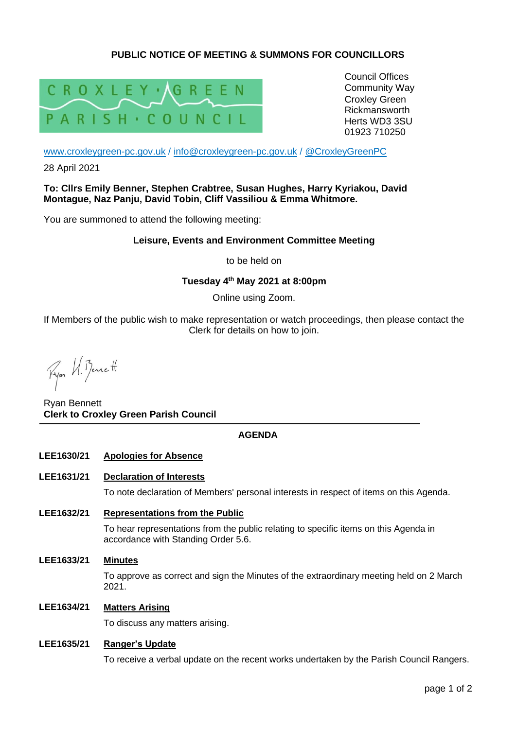## PUBLIC NOTICE OF MEETING & SUMMONS FOR COUNCILLORS

CROXLEY · GREEN PARISH · COUNCIL

Council Offices
Community Way
Croxley Green
Rickmansworth
Herts WD3 3SU
01923 710250

www.croxleygreen-pc.gov.uk / info@croxleygreen-pc.gov.uk / @CroxleyGreenPC

28 April 2021

**To: Cllrs Emily Benner, Stephen Crabtree, Susan Hughes, Harry Kyriakou, David Montague, Naz Panju, David Tobin, Cliff Vassiliou & Emma Whitmore.**

You are summoned to attend the following meeting:

**Leisure, Events and Environment Committee Meeting**

to be held on

**Tuesday 4th May 2021 at 8:00pm**

Online using Zoom.

If Members of the public wish to make representation or watch proceedings, then please contact the Clerk for details on how to join.

Ryan Bennett
**Clerk to Croxley Green Parish Council**

---

**AGENDA**

**LEE1630/21** **Apologies for Absence**

**LEE1631/21** **Declaration of Interests**

To note declaration of Members' personal interests in respect of items on this Agenda.

**LEE1632/21** **Representations from the Public**

To hear representations from the public relating to specific items on this Agenda in accordance with Standing Order 5.6.

**LEE1633/21** **Minutes**

To approve as correct and sign the Minutes of the extraordinary meeting held on 2 March 2021.

**LEE1634/21** **Matters Arising**

To discuss any matters arising.

**LEE1635/21** **Ranger's Update**

To receive a verbal update on the recent works undertaken by the Parish Council Rangers.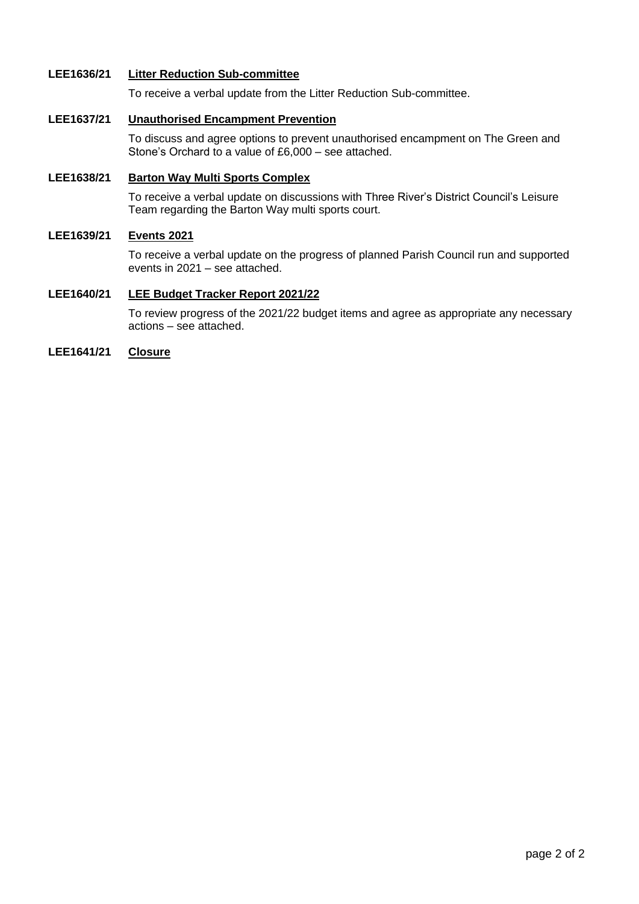**LEE1636/21** **Litter Reduction Sub-committee**

To receive a verbal update from the Litter Reduction Sub-committee.

**LEE1637/21** **Unauthorised Encampment Prevention**

To discuss and agree options to prevent unauthorised encampment on The Green and Stone's Orchard to a value of £6,000 – see attached.

**LEE1638/21** **Barton Way Multi Sports Complex**

To receive a verbal update on discussions with Three River's District Council's Leisure Team regarding the Barton Way multi sports court.

**LEE1639/21** **Events 2021**

To receive a verbal update on the progress of planned Parish Council run and supported events in 2021 – see attached.

**LEE1640/21** **LEE Budget Tracker Report 2021/22**

To review progress of the 2021/22 budget items and agree as appropriate any necessary actions – see attached.

**LEE1641/21** **Closure**